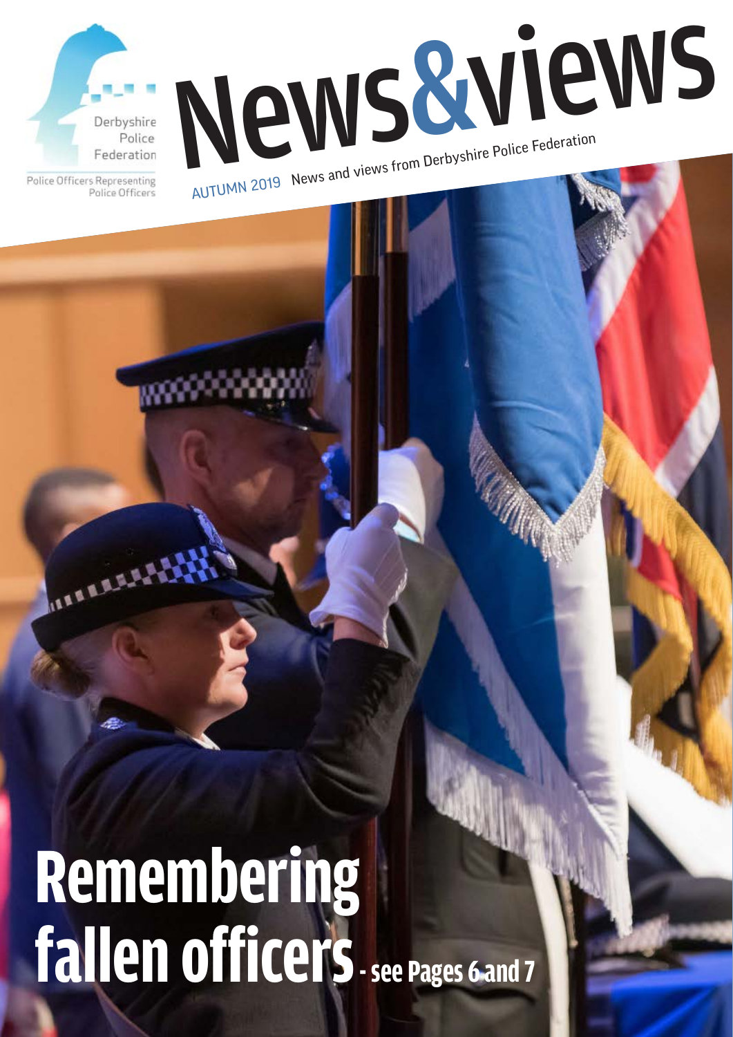Derbyshire Police Federation

Police Officers Representing Police Officers

# News&views

AUTUMN 2019 News and views from Derbyshire Police Federation

# Remembering fallen officers - see Pages 6 and 7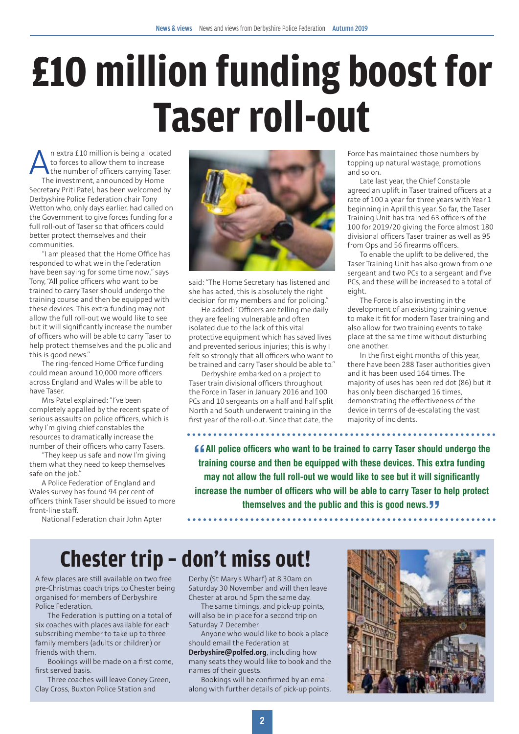# £10 million funding boost for Taser roll-out

An extra £10 million is being allocated to forces to allow them to increase the number of officers carrying Taser.

The investment, announced by Home Secretary Priti Patel, has been welcomed by Derbyshire Police Federation chair Tony Wetton who, only days earlier, had called on the Government to give forces funding for a full roll-out of Taser so that officers could better protect themselves and their communities.

"I am pleased that the Home Office has responded to what we in the Federation have been saying for some time now," says Tony, "All police officers who want to be trained to carry Taser should undergo the training course and then be equipped with these devices. This extra funding may not allow the full roll-out we would like to see but it will significantly increase the number of officers who will be able to carry Taser to help protect themselves and the public and this is good news."

The ring-fenced Home Office funding could mean around 10,000 more officers across England and Wales will be able to have Taser.

Mrs Patel explained: "I've been completely appalled by the recent spate of serious assaults on police officers, which is why I'm giving chief constables the resources to dramatically increase the number of their officers who carry Tasers.

"They keep us safe and now I'm giving them what they need to keep themselves safe on the job."

A Police Federation of England and Wales survey has found 94 per cent of officers think Taser should be issued to more front-line staff.

National Federation chair John Apter said: "The Home Secretary has listened and she has acted, this is absolutely the right decision for my members and for policing."

He added: "Officers are telling me daily they are feeling vulnerable and often isolated due to the lack of this vital protective equipment which has saved lives and prevented serious injuries; this is why I felt so strongly that all officers who want to be trained and carry Taser should be able to."

Derbyshire embarked on a project to Taser train divisional officers throughout the Force in Taser in January 2016 and 100 PCs and 10 sergeants on a half and half split North and South underwent training in the first year of the roll-out. Since that date, the Force has maintained those numbers by topping up natural wastage, promotions and so on.

Late last year, the Chief Constable agreed an uplift in Taser trained officers at a rate of 100 a year for three years with Year 1 beginning in April this year. So far, the Taser Training Unit has trained 63 officers of the 100 for 2019/20 giving the Force almost 180 divisional officers Taser trainer as well as 95 from Ops and 56 firearms officers.

To enable the uplift to be delivered, the Taser Training Unit has also grown from one sergeant and two PCs to a sergeant and five PCs, and these will be increased to a total of eight.

The Force is also investing in the development of an existing training venue to make it fit for modern Taser training and also allow for two training events to take place at the same time without disturbing one another.

In the first eight months of this year, there have been 288 Taser authorities given and it has been used 164 times. The majority of uses has been red dot (86) but it has only been discharged 16 times, demonstrating the effectiveness of the device in terms of de-escalating the vast majority of incidents.

> **"All police officers who want to be trained to carry Taser should undergo the training course and then be equipped with these devices. This extra funding may not allow the full roll-out we would like to see but it will significantly increase the number of officers who will be able to carry Taser to help protect themselves and the public and this is good news."**

## Chester trip – don't miss out!

A few places are still available on two free pre-Christmas coach trips to Chester being organised for members of Derbyshire Police Federation.

The Federation is putting on a total of six coaches with places available for each subscribing member to take up to three family members (adults or children) or friends with them.

Bookings will be made on a first come, first served basis.

Three coaches will leave Coney Green, Clay Cross, Buxton Police Station and Derby (St Mary's Wharf) at 8.30am on Saturday 30 November and will then leave Chester at around 5pm the same day.

The same timings, and pick-up points, will also be in place for a second trip on Saturday 7 December.

Anyone who would like to book a place should email the Federation at **Derbyshire@polfed.org**, including how many seats they would like to book and the names of their guests.

Bookings will be confirmed by an email along with further details of pick-up points.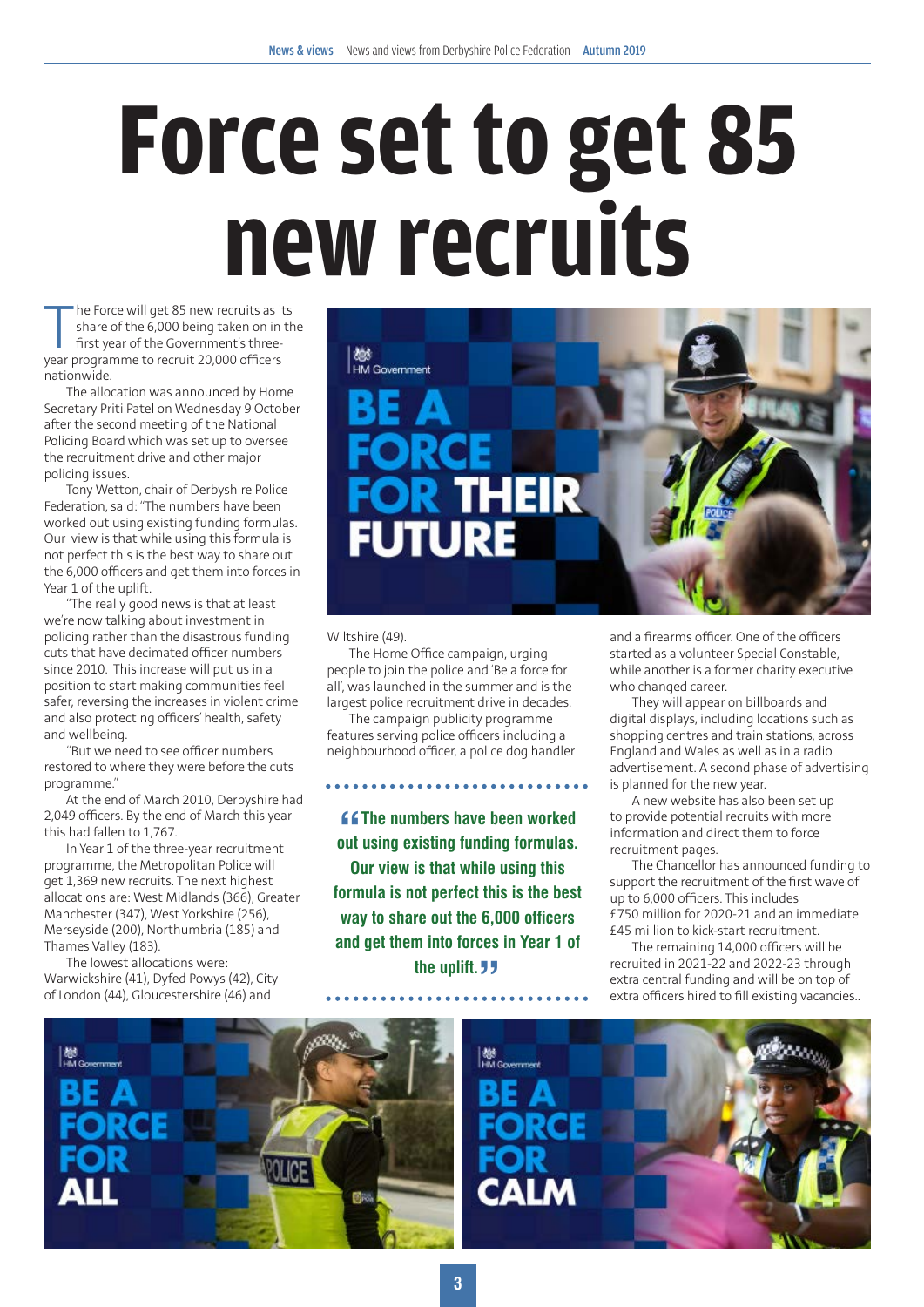# Force set to get 85 new recruits

The Force will get 85 new recruits as its share of the 6,000 being taken on in the first year of the Government's three-year programme to recruit 20,000 officers nationwide.

The allocation was announced by Home Secretary Priti Patel on Wednesday 9 October after the second meeting of the National Policing Board which was set up to oversee the recruitment drive and other major policing issues.

Tony Wetton, chair of Derbyshire Police Federation, said: "The numbers have been worked out using existing funding formulas. Our view is that while using this formula is not perfect this is the best way to share out the 6,000 officers and get them into forces in Year 1 of the uplift.

"The really good news is that at least we're now talking about investment in policing rather than the disastrous funding cuts that have decimated officer numbers since 2010. This increase will put us in a position to start making communities feel safer, reversing the increases in violent crime and also protecting officers' health, safety and wellbeing.

"But we need to see officer numbers restored to where they were before the cuts programme."

At the end of March 2010, Derbyshire had 2,049 officers. By the end of March this year this had fallen to 1,767.

In Year 1 of the three-year recruitment programme, the Metropolitan Police will get 1,369 new recruits. The next highest allocations are: West Midlands (366), Greater Manchester (347), West Yorkshire (256), Merseyside (200), Northumbria (185) and Thames Valley (183).

The lowest allocations were: Warwickshire (41), Dyfed Powys (42), City of London (44), Gloucestershire (46) and Wiltshire (49).

The Home Office campaign, urging people to join the police and 'Be a force for all', was launched in the summer and is the largest police recruitment drive in decades.

The campaign publicity programme features serving police officers including a neighbourhood officer, a police dog handler and a firearms officer. One of the officers started as a volunteer Special Constable, while another is a former charity executive who changed career.

They will appear on billboards and digital displays, including locations such as shopping centres and train stations, across England and Wales as well as in a radio advertisement. A second phase of advertising is planned for the new year.

A new website has also been set up to provide potential recruits with more information and direct them to force recruitment pages.

The Chancellor has announced funding to support the recruitment of the first wave of up to 6,000 officers. This includes £750 million for 2020-21 and an immediate £45 million to kick-start recruitment.

The remaining 14,000 officers will be recruited in 2021-22 and 2022-23 through extra central funding and will be on top of extra officers hired to fill existing vacancies..

> "The numbers have been worked out using existing funding formulas. Our view is that while using this formula is not perfect this is the best way to share out the 6,000 officers and get them into forces in Year 1 of the uplift."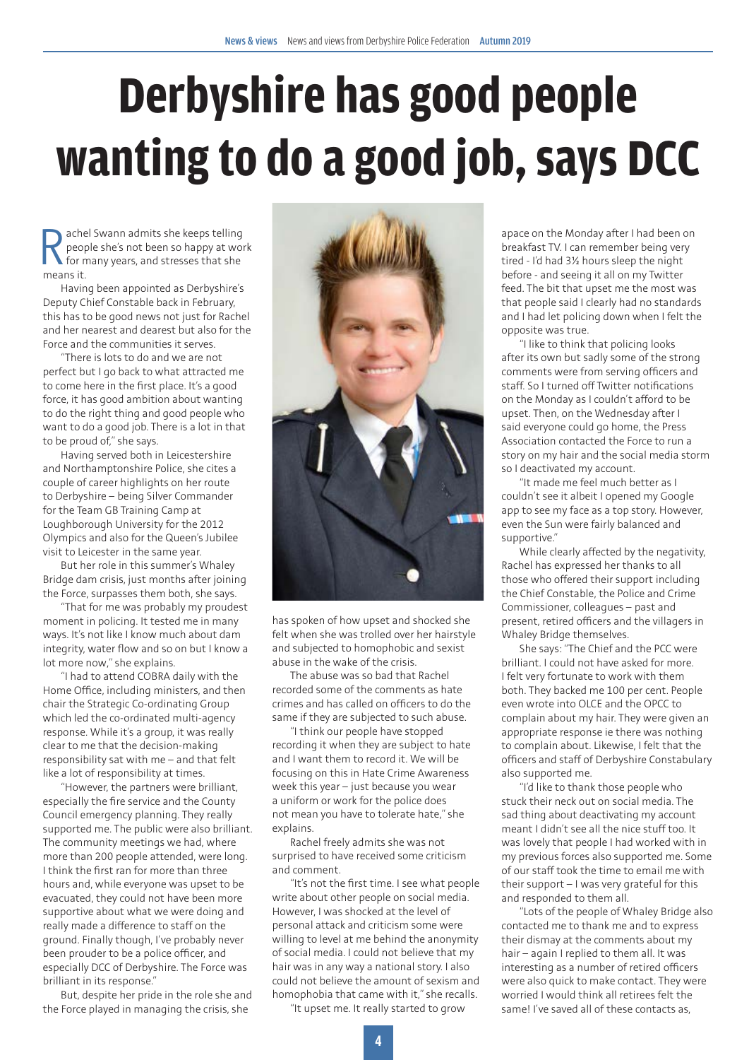# Derbyshire has good people wanting to do a good job, says DCC

Rachel Swann admits she keeps telling people she's not been so happy at work for many years, and stresses that she means it.

Having been appointed as Derbyshire's Deputy Chief Constable back in February, this has to be good news not just for Rachel and her nearest and dearest but also for the Force and the communities it serves.

"There is lots to do and we are not perfect but I go back to what attracted me to come here in the first place. It's a good force, it has good ambition about wanting to do the right thing and good people who want to do a good job. There is a lot in that to be proud of," she says.

Having served both in Leicestershire and Northamptonshire Police, she cites a couple of career highlights on her route to Derbyshire – being Silver Commander for the Team GB Training Camp at Loughborough University for the 2012 Olympics and also for the Queen's Jubilee visit to Leicester in the same year.

But her role in this summer's Whaley Bridge dam crisis, just months after joining the Force, surpasses them both, she says.

"That for me was probably my proudest moment in policing. It tested me in many ways. It's not like I know much about dam integrity, water flow and so on but I know a lot more now," she explains.

"I had to attend COBRA daily with the Home Office, including ministers, and then chair the Strategic Co-ordinating Group which led the co-ordinated multi-agency response. While it's a group, it was really clear to me that the decision-making responsibility sat with me – and that felt like a lot of responsibility at times.

"However, the partners were brilliant, especially the fire service and the County Council emergency planning. They really supported me. The public were also brilliant. The community meetings we had, where more than 200 people attended, were long. I think the first ran for more than three hours and, while everyone was upset to be evacuated, they could not have been more supportive about what we were doing and really made a difference to staff on the ground. Finally though, I've probably never been prouder to be a police officer, and especially DCC of Derbyshire. The Force was brilliant in its response."

But, despite her pride in the role she and the Force played in managing the crisis, she has spoken of how upset and shocked she felt when she was trolled over her hairstyle and subjected to homophobic and sexist abuse in the wake of the crisis.

The abuse was so bad that Rachel recorded some of the comments as hate crimes and has called on officers to do the same if they are subjected to such abuse.

"I think our people have stopped recording it when they are subject to hate and I want them to record it. We will be focusing on this in Hate Crime Awareness week this year – just because you wear a uniform or work for the police does not mean you have to tolerate hate," she explains.

Rachel freely admits she was not surprised to have received some criticism and comment.

"It's not the first time. I see what people write about other people on social media. However, I was shocked at the level of personal attack and criticism some were willing to level at me behind the anonymity of social media. I could not believe that my hair was in any way a national story. I also could not believe the amount of sexism and homophobia that came with it," she recalls.

"It upset me. It really started to grow apace on the Monday after I had been on breakfast TV. I can remember being very tired - I'd had 3½ hours sleep the night before - and seeing it all on my Twitter feed. The bit that upset me the most was that people said I clearly had no standards and I had let policing down when I felt the opposite was true.

"I like to think that policing looks after its own but sadly some of the strong comments were from serving officers and staff. So I turned off Twitter notifications on the Monday as I couldn't afford to be upset. Then, on the Wednesday after I said everyone could go home, the Press Association contacted the Force to run a story on my hair and the social media storm so I deactivated my account.

"It made me feel much better as I couldn't see it albeit I opened my Google app to see my face as a top story. However, even the Sun were fairly balanced and supportive."

While clearly affected by the negativity, Rachel has expressed her thanks to all those who offered their support including the Chief Constable, the Police and Crime Commissioner, colleagues – past and present, retired officers and the villagers in Whaley Bridge themselves.

She says: "The Chief and the PCC were brilliant. I could not have asked for more. I felt very fortunate to work with them both. They backed me 100 per cent. People even wrote into OLCE and the OPCC to complain about my hair. They were given an appropriate response ie there was nothing to complain about. Likewise, I felt that the officers and staff of Derbyshire Constabulary also supported me.

"I'd like to thank those people who stuck their neck out on social media. The sad thing about deactivating my account meant I didn't see all the nice stuff too. It was lovely that people I had worked with in my previous forces also supported me. Some of our staff took the time to email me with their support – I was very grateful for this and responded to them all.

"Lots of the people of Whaley Bridge also contacted me to thank me and to express their dismay at the comments about my hair – again I replied to them all. It was interesting as a number of retired officers were also quick to make contact. They were worried I would think all retirees felt the same! I've saved all of these contacts as,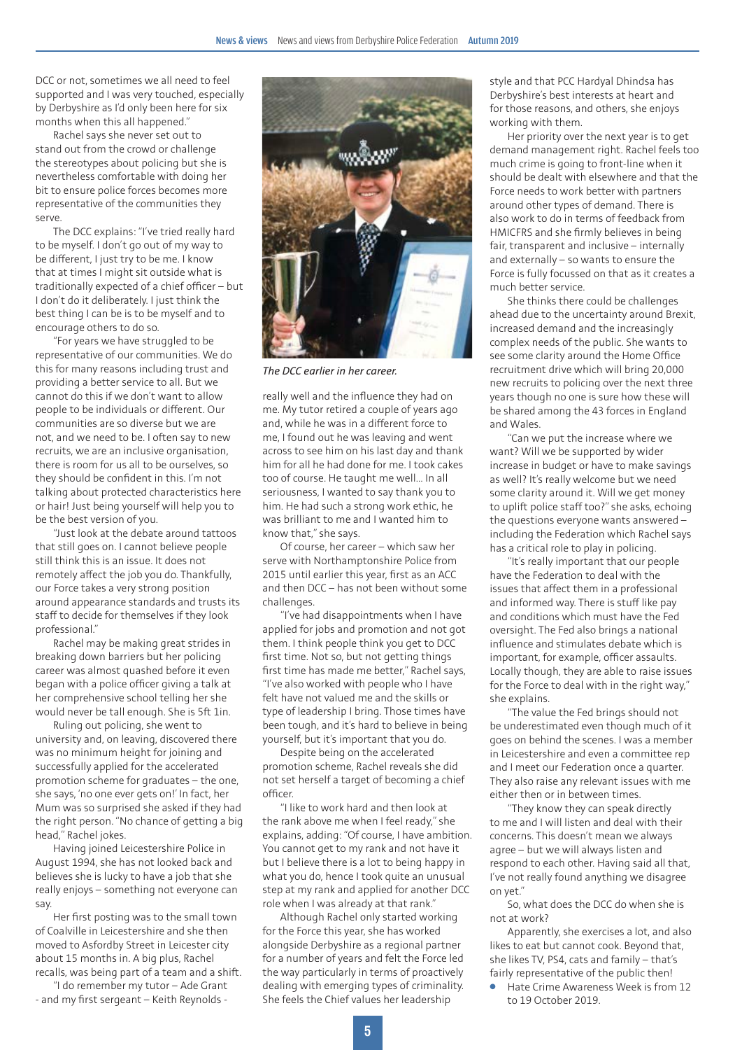DCC or not, sometimes we all need to feel supported and I was very touched, especially by Derbyshire as I'd only been here for six months when this all happened."

Rachel says she never set out to stand out from the crowd or challenge the stereotypes about policing but she is nevertheless comfortable with doing her bit to ensure police forces becomes more representative of the communities they serve.

The DCC explains: "I've tried really hard to be myself. I don't go out of my way to be different, I just try to be me. I know that at times I might sit outside what is traditionally expected of a chief officer – but I don't do it deliberately. I just think the best thing I can be is to be myself and to encourage others to do so.

"For years we have struggled to be representative of our communities. We do this for many reasons including trust and providing a better service to all. But we cannot do this if we don't want to allow people to be individuals or different. Our communities are so diverse but we are not, and we need to be. I often say to new recruits, we are an inclusive organisation, there is room for us all to be ourselves, so they should be confident in this. I'm not talking about protected characteristics here or hair! Just being yourself will help you to be the best version of you.

"Just look at the debate around tattoos that still goes on. I cannot believe people still think this is an issue. It does not remotely affect the job you do. Thankfully, our Force takes a very strong position around appearance standards and trusts its staff to decide for themselves if they look professional."

Rachel may be making great strides in breaking down barriers but her policing career was almost quashed before it even began with a police officer giving a talk at her comprehensive school telling her she would never be tall enough. She is 5ft 1in.

Ruling out policing, she went to university and, on leaving, discovered there was no minimum height for joining and successfully applied for the accelerated promotion scheme for graduates – the one, she says, 'no one ever gets on!' In fact, her Mum was so surprised she asked if they had the right person. "No chance of getting a big head," Rachel jokes.

Having joined Leicestershire Police in August 1994, she has not looked back and believes she is lucky to have a job that she really enjoys – something not everyone can say.

Her first posting was to the small town of Coalville in Leicestershire and she then moved to Asfordby Street in Leicester city about 15 months in. A big plus, Rachel recalls, was being part of a team and a shift.

"I do remember my tutor – Ade Grant - and my first sergeant – Keith Reynolds - really well and the influence they had on me. My tutor retired a couple of years ago and, while he was in a different force to me, I found out he was leaving and went across to see him on his last day and thank him for all he had done for me. I took cakes too of course. He taught me well… In all seriousness, I wanted to say thank you to him. He had such a strong work ethic, he was brilliant to me and I wanted him to know that," she says.

*The DCC earlier in her career.*

Of course, her career – which saw her serve with Northamptonshire Police from 2015 until earlier this year, first as an ACC and then DCC – has not been without some challenges.

"I've had disappointments when I have applied for jobs and promotion and not got them. I think people think you get to DCC first time. Not so, but not getting things first time has made me better," Rachel says, "I've also worked with people who I have felt have not valued me and the skills or type of leadership I bring. Those times have been tough, and it's hard to believe in being yourself, but it's important that you do.

Despite being on the accelerated promotion scheme, Rachel reveals she did not set herself a target of becoming a chief officer.

"I like to work hard and then look at the rank above me when I feel ready," she explains, adding: "Of course, I have ambition. You cannot get to my rank and not have it but I believe there is a lot to being happy in what you do, hence I took quite an unusual step at my rank and applied for another DCC role when I was already at that rank."

Although Rachel only started working for the Force this year, she has worked alongside Derbyshire as a regional partner for a number of years and felt the Force led the way particularly in terms of proactively dealing with emerging types of criminality. She feels the Chief values her leadership style and that PCC Hardyal Dhindsa has Derbyshire's best interests at heart and for those reasons, and others, she enjoys working with them.

Her priority over the next year is to get demand management right. Rachel feels too much crime is going to front-line when it should be dealt with elsewhere and that the Force needs to work better with partners around other types of demand. There is also work to do in terms of feedback from HMICFRS and she firmly believes in being fair, transparent and inclusive – internally and externally – so wants to ensure the Force is fully focussed on that as it creates a much better service.

She thinks there could be challenges ahead due to the uncertainty around Brexit, increased demand and the increasingly complex needs of the public. She wants to see some clarity around the Home Office recruitment drive which will bring 20,000 new recruits to policing over the next three years though no one is sure how these will be shared among the 43 forces in England and Wales.

"Can we put the increase where we want? Will we be supported by wider increase in budget or have to make savings as well? It's really welcome but we need some clarity around it. Will we get money to uplift police staff too?" she asks, echoing the questions everyone wants answered – including the Federation which Rachel says has a critical role to play in policing.

"It's really important that our people have the Federation to deal with the issues that affect them in a professional and informed way. There is stuff like pay and conditions which must have the Fed oversight. The Fed also brings a national influence and stimulates debate which is important, for example, officer assaults. Locally though, they are able to raise issues for the Force to deal with in the right way," she explains.

"The value the Fed brings should not be underestimated even though much of it goes on behind the scenes. I was a member in Leicestershire and even a committee rep and I meet our Federation once a quarter. They also raise any relevant issues with me either then or in between times.

"They know they can speak directly to me and I will listen and deal with their concerns. This doesn't mean we always agree – but we will always listen and respond to each other. Having said all that, I've not really found anything we disagree on yet."

So, what does the DCC do when she is not at work?

Apparently, she exercises a lot, and also likes to eat but cannot cook. Beyond that, she likes TV, PS4, cats and family – that's fairly representative of the public then!

- Hate Crime Awareness Week is from 12 to 19 October 2019.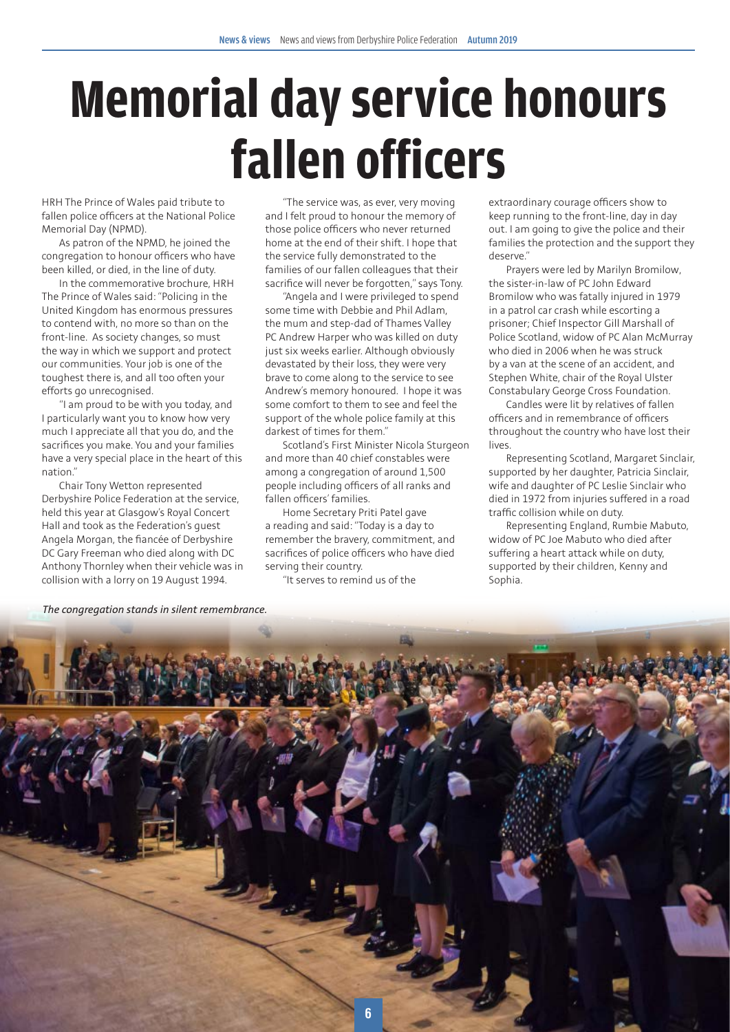# Memorial day service honours fallen officers

HRH The Prince of Wales paid tribute to fallen police officers at the National Police Memorial Day (NPMD).

As patron of the NPMD, he joined the congregation to honour officers who have been killed, or died, in the line of duty.

In the commemorative brochure, HRH The Prince of Wales said: "Policing in the United Kingdom has enormous pressures to contend with, no more so than on the front-line. As society changes, so must the way in which we support and protect our communities. Your job is one of the toughest there is, and all too often your efforts go unrecognised.

"I am proud to be with you today, and I particularly want you to know how very much I appreciate all that you do, and the sacrifices you make. You and your families have a very special place in the heart of this nation."

Chair Tony Wetton represented Derbyshire Police Federation at the service, held this year at Glasgow's Royal Concert Hall and took as the Federation's guest Angela Morgan, the fiancée of Derbyshire DC Gary Freeman who died along with DC Anthony Thornley when their vehicle was in collision with a lorry on 19 August 1994.

"The service was, as ever, very moving and I felt proud to honour the memory of those police officers who never returned home at the end of their shift. I hope that the service fully demonstrated to the families of our fallen colleagues that their sacrifice will never be forgotten," says Tony.

"Angela and I were privileged to spend some time with Debbie and Phil Adlam, the mum and step-dad of Thames Valley PC Andrew Harper who was killed on duty just six weeks earlier. Although obviously devastated by their loss, they were very brave to come along to the service to see Andrew's memory honoured. I hope it was some comfort to them to see and feel the support of the whole police family at this darkest of times for them."

Scotland's First Minister Nicola Sturgeon and more than 40 chief constables were among a congregation of around 1,500 people including officers of all ranks and fallen officers' families.

Home Secretary Priti Patel gave a reading and said: "Today is a day to remember the bravery, commitment, and sacrifices of police officers who have died serving their country.

"It serves to remind us of the extraordinary courage officers show to keep running to the front-line, day in day out. I am going to give the police and their families the protection and the support they deserve."

Prayers were led by Marilyn Bromilow, the sister-in-law of PC John Edward Bromilow who was fatally injured in 1979 in a patrol car crash while escorting a prisoner; Chief Inspector Gill Marshall of Police Scotland, widow of PC Alan McMurray who died in 2006 when he was struck by a van at the scene of an accident, and Stephen White, chair of the Royal Ulster Constabulary George Cross Foundation.

Candles were lit by relatives of fallen officers and in remembrance of officers throughout the country who have lost their lives.

Representing Scotland, Margaret Sinclair, supported by her daughter, Patricia Sinclair, wife and daughter of PC Leslie Sinclair who died in 1972 from injuries suffered in a road traffic collision while on duty.

Representing England, Rumbie Mabuto, widow of PC Joe Mabuto who died after suffering a heart attack while on duty, supported by their children, Kenny and Sophia.

*The congregation stands in silent remembrance.*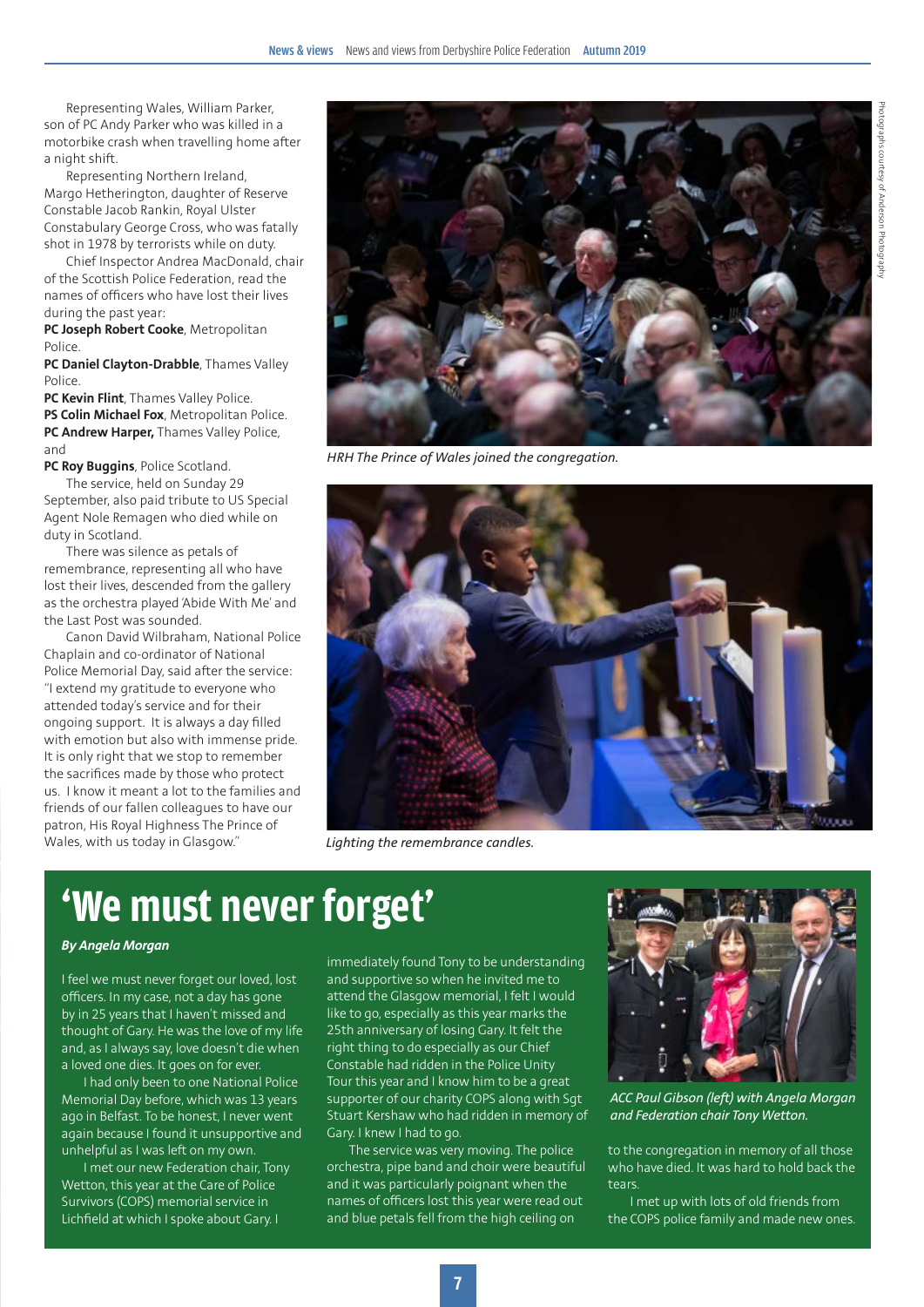Representing Wales, William Parker, son of PC Andy Parker who was killed in a motorbike crash when travelling home after a night shift.

Representing Northern Ireland, Margo Hetherington, daughter of Reserve Constable Jacob Rankin, Royal Ulster Constabulary George Cross, who was fatally shot in 1978 by terrorists while on duty.

Chief Inspector Andrea MacDonald, chair of the Scottish Police Federation, read the names of officers who have lost their lives during the past year:

**PC Joseph Robert Cooke**, Metropolitan Police.
**PC Daniel Clayton-Drabble**, Thames Valley Police.
**PC Kevin Flint**, Thames Valley Police.
**PS Colin Michael Fox**, Metropolitan Police.
**PC Andrew Harper,** Thames Valley Police, and
**PC Roy Buggins**, Police Scotland.

The service, held on Sunday 29 September, also paid tribute to US Special Agent Nole Remagen who died while on duty in Scotland.

There was silence as petals of remembrance, representing all who have lost their lives, descended from the gallery as the orchestra played 'Abide With Me' and the Last Post was sounded.

Canon David Wilbraham, National Police Chaplain and co-ordinator of National Police Memorial Day, said after the service: "I extend my gratitude to everyone who attended today's service and for their ongoing support. It is always a day filled with emotion but also with immense pride. It is only right that we stop to remember the sacrifices made by those who protect us. I know it meant a lot to the families and friends of our fallen colleagues to have our patron, His Royal Highness The Prince of Wales, with us today in Glasgow."

*HRH The Prince of Wales joined the congregation.*

*Lighting the remembrance candles.*

Photographs courtesy of Anderson Photography

# 'We must never forget'

***By Angela Morgan***

I feel we must never forget our loved, lost officers. In my case, not a day has gone by in 25 years that I haven't missed and thought of Gary. He was the love of my life and, as I always say, love doesn't die when a loved one dies. It goes on for ever.

I had only been to one National Police Memorial Day before, which was 13 years ago in Belfast. To be honest, I never went again because I found it unsupportive and unhelpful as I was left on my own.

I met our new Federation chair, Tony Wetton, this year at the Care of Police Survivors (COPS) memorial service in Lichfield at which I spoke about Gary. I immediately found Tony to be understanding and supportive so when he invited me to attend the Glasgow memorial, I felt I would like to go, especially as this year marks the 25th anniversary of losing Gary. It felt the right thing to do especially as our Chief Constable had ridden in the Police Unity Tour this year and I know him to be a great supporter of our charity COPS along with Sgt Stuart Kershaw who had ridden in memory of Gary. I knew I had to go.

The service was very moving. The police orchestra, pipe band and choir were beautiful and it was particularly poignant when the names of officers lost this year were read out and blue petals fell from the high ceiling on to the congregation in memory of all those who have died. It was hard to hold back the tears.

I met up with lots of old friends from the COPS police family and made new ones.

*ACC Paul Gibson (left) with Angela Morgan and Federation chair Tony Wetton.*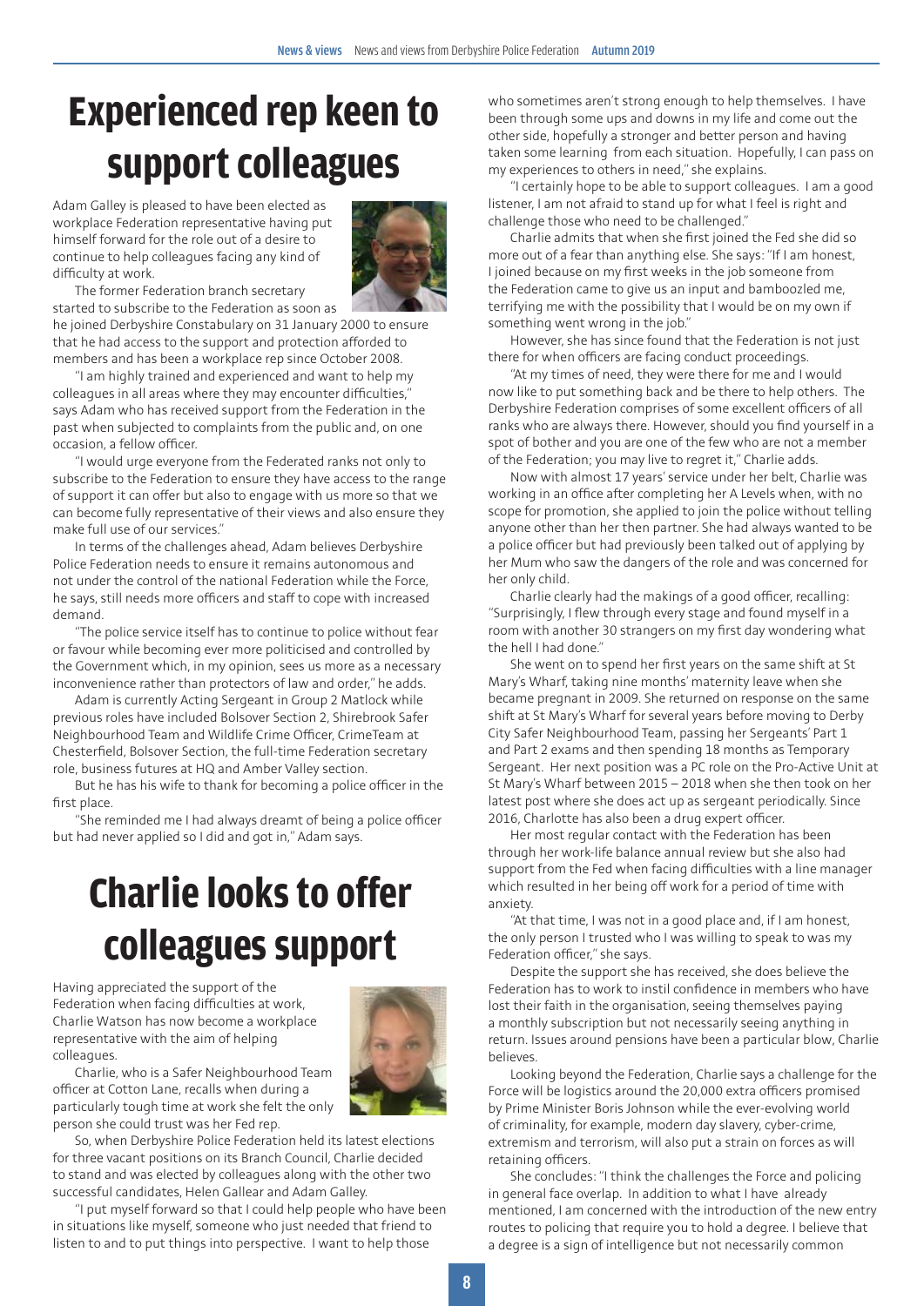# Experienced rep keen to support colleagues

Adam Galley is pleased to have been elected as workplace Federation representative having put himself forward for the role out of a desire to continue to help colleagues facing any kind of difficulty at work.

The former Federation branch secretary started to subscribe to the Federation as soon as he joined Derbyshire Constabulary on 31 January 2000 to ensure that he had access to the support and protection afforded to members and has been a workplace rep since October 2008.

"I am highly trained and experienced and want to help my colleagues in all areas where they may encounter difficulties," says Adam who has received support from the Federation in the past when subjected to complaints from the public and, on one occasion, a fellow officer.

"I would urge everyone from the Federated ranks not only to subscribe to the Federation to ensure they have access to the range of support it can offer but also to engage with us more so that we can become fully representative of their views and also ensure they make full use of our services."

In terms of the challenges ahead, Adam believes Derbyshire Police Federation needs to ensure it remains autonomous and not under the control of the national Federation while the Force, he says, still needs more officers and staff to cope with increased demand.

"The police service itself has to continue to police without fear or favour while becoming ever more politicised and controlled by the Government which, in my opinion, sees us more as a necessary inconvenience rather than protectors of law and order," he adds.

Adam is currently Acting Sergeant in Group 2 Matlock while previous roles have included Bolsover Section 2, Shirebrook Safer Neighbourhood Team and Wildlife Crime Officer, CrimeTeam at Chesterfield, Bolsover Section, the full-time Federation secretary role, business futures at HQ and Amber Valley section.

But he has his wife to thank for becoming a police officer in the first place.

"She reminded me I had always dreamt of being a police officer but had never applied so I did and got in," Adam says.

# Charlie looks to offer colleagues support

Having appreciated the support of the Federation when facing difficulties at work, Charlie Watson has now become a workplace representative with the aim of helping colleagues.

Charlie, who is a Safer Neighbourhood Team officer at Cotton Lane, recalls when during a particularly tough time at work she felt the only person she could trust was her Fed rep.

So, when Derbyshire Police Federation held its latest elections for three vacant positions on its Branch Council, Charlie decided to stand and was elected by colleagues along with the other two successful candidates, Helen Gallear and Adam Galley.

"I put myself forward so that I could help people who have been in situations like myself, someone who just needed that friend to listen to and to put things into perspective. I want to help those who sometimes aren't strong enough to help themselves. I have been through some ups and downs in my life and come out the other side, hopefully a stronger and better person and having taken some learning from each situation. Hopefully, I can pass on my experiences to others in need," she explains.

"I certainly hope to be able to support colleagues. I am a good listener, I am not afraid to stand up for what I feel is right and challenge those who need to be challenged."

Charlie admits that when she first joined the Fed she did so more out of a fear than anything else. She says: "If I am honest, I joined because on my first weeks in the job someone from the Federation came to give us an input and bamboozled me, terrifying me with the possibility that I would be on my own if something went wrong in the job."

However, she has since found that the Federation is not just there for when officers are facing conduct proceedings.

"At my times of need, they were there for me and I would now like to put something back and be there to help others. The Derbyshire Federation comprises of some excellent officers of all ranks who are always there. However, should you find yourself in a spot of bother and you are one of the few who are not a member of the Federation; you may live to regret it," Charlie adds.

Now with almost 17 years' service under her belt, Charlie was working in an office after completing her A Levels when, with no scope for promotion, she applied to join the police without telling anyone other than her then partner. She had always wanted to be a police officer but had previously been talked out of applying by her Mum who saw the dangers of the role and was concerned for her only child.

Charlie clearly had the makings of a good officer, recalling: "Surprisingly, I flew through every stage and found myself in a room with another 30 strangers on my first day wondering what the hell I had done."

She went on to spend her first years on the same shift at St Mary's Wharf, taking nine months' maternity leave when she became pregnant in 2009. She returned on response on the same shift at St Mary's Wharf for several years before moving to Derby City Safer Neighbourhood Team, passing her Sergeants' Part 1 and Part 2 exams and then spending 18 months as Temporary Sergeant. Her next position was a PC role on the Pro-Active Unit at St Mary's Wharf between 2015 – 2018 when she then took on her latest post where she does act up as sergeant periodically. Since 2016, Charlotte has also been a drug expert officer.

Her most regular contact with the Federation has been through her work-life balance annual review but she also had support from the Fed when facing difficulties with a line manager which resulted in her being off work for a period of time with anxiety.

"At that time, I was not in a good place and, if I am honest, the only person I trusted who I was willing to speak to was my Federation officer," she says.

Despite the support she has received, she does believe the Federation has to work to instil confidence in members who have lost their faith in the organisation, seeing themselves paying a monthly subscription but not necessarily seeing anything in return. Issues around pensions have been a particular blow, Charlie believes.

Looking beyond the Federation, Charlie says a challenge for the Force will be logistics around the 20,000 extra officers promised by Prime Minister Boris Johnson while the ever-evolving world of criminality, for example, modern day slavery, cyber-crime, extremism and terrorism, will also put a strain on forces as will retaining officers.

She concludes: "I think the challenges the Force and policing in general face overlap. In addition to what I have already mentioned, I am concerned with the introduction of the new entry routes to policing that require you to hold a degree. I believe that a degree is a sign of intelligence but not necessarily common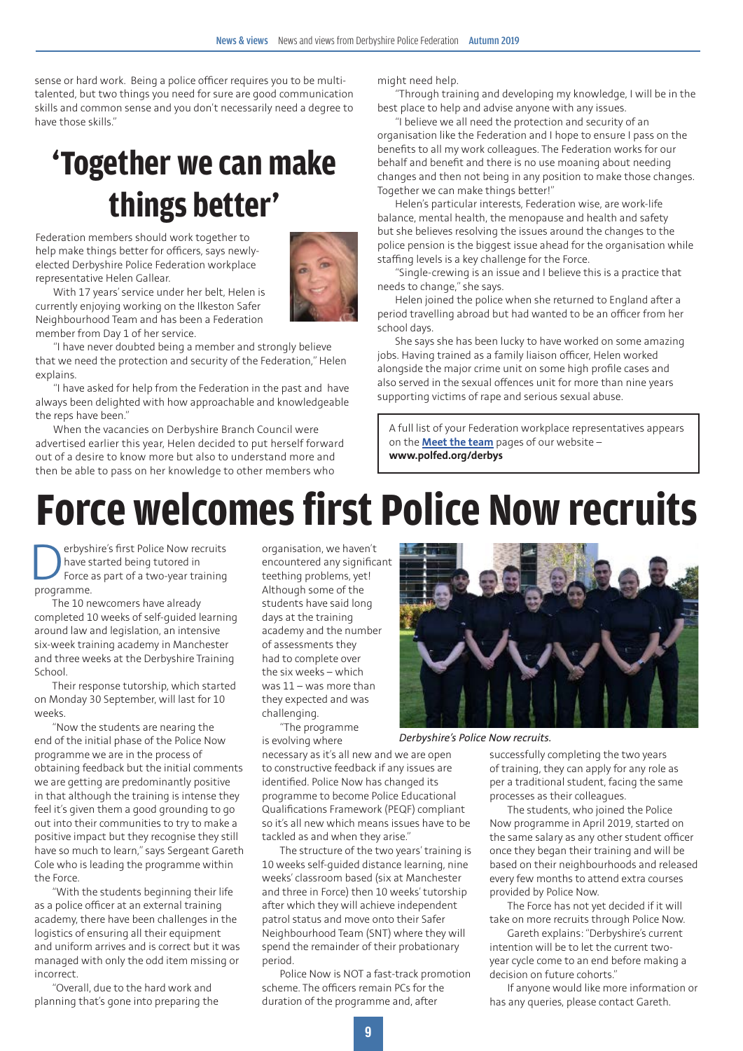sense or hard work. Being a police officer requires you to be multi-talented, but two things you need for sure are good communication skills and common sense and you don't necessarily need a degree to have those skills."

# 'Together we can make things better'

Federation members should work together to help make things better for officers, says newly-elected Derbyshire Police Federation workplace representative Helen Gallear.

With 17 years' service under her belt, Helen is currently enjoying working on the Ilkeston Safer Neighbourhood Team and has been a Federation member from Day 1 of her service.

"I have never doubted being a member and strongly believe that we need the protection and security of the Federation," Helen explains.

"I have asked for help from the Federation in the past and have always been delighted with how approachable and knowledgeable the reps have been."

When the vacancies on Derbyshire Branch Council were advertised earlier this year, Helen decided to put herself forward out of a desire to know more but also to understand more and then be able to pass on her knowledge to other members who might need help.

"Through training and developing my knowledge, I will be in the best place to help and advise anyone with any issues.

"I believe we all need the protection and security of an organisation like the Federation and I hope to ensure I pass on the benefits to all my work colleagues. The Federation works for our behalf and benefit and there is no use moaning about needing changes and then not being in any position to make those changes. Together we can make things better!"

Helen's particular interests, Federation wise, are work-life balance, mental health, the menopause and health and safety but she believes resolving the issues around the changes to the police pension is the biggest issue ahead for the organisation while staffing levels is a key challenge for the Force.

"Single-crewing is an issue and I believe this is a practice that needs to change," she says.

Helen joined the police when she returned to England after a period travelling abroad but had wanted to be an officer from her school days.

She says she has been lucky to have worked on some amazing jobs. Having trained as a family liaison officer, Helen worked alongside the major crime unit on some high profile cases and also served in the sexual offences unit for more than nine years supporting victims of rape and serious sexual abuse.

A full list of your Federation workplace representatives appears on the **Meet the team** pages of our website – **www.polfed.org/derbys**

# Force welcomes first Police Now recruits

Derbyshire's first Police Now recruits have started being tutored in Force as part of a two-year training programme.

The 10 newcomers have already completed 10 weeks of self-guided learning around law and legislation, an intensive six-week training academy in Manchester and three weeks at the Derbyshire Training School.

Their response tutorship, which started on Monday 30 September, will last for 10 weeks.

"Now the students are nearing the end of the initial phase of the Police Now programme we are in the process of obtaining feedback but the initial comments we are getting are predominantly positive in that although the training is intense they feel it's given them a good grounding to go out into their communities to try to make a positive impact but they recognise they still have so much to learn," says Sergeant Gareth Cole who is leading the programme within the Force.

"With the students beginning their life as a police officer at an external training academy, there have been challenges in the logistics of ensuring all their equipment and uniform arrives and is correct but it was managed with only the odd item missing or incorrect.

"Overall, due to the hard work and planning that's gone into preparing the organisation, we haven't encountered any significant teething problems, yet! Although some of the students have said long days at the training academy and the number of assessments they had to complete over the six weeks – which was 11 – was more than they expected and was challenging.

"The programme is evolving where necessary as it's all new and we are open to constructive feedback if any issues are identified. Police Now has changed its programme to become Police Educational Qualifications Framework (PEQF) compliant so it's all new which means issues have to be tackled as and when they arise."

*Derbyshire's Police Now recruits.*

The structure of the two years' training is 10 weeks self-guided distance learning, nine weeks' classroom based (six at Manchester and three in Force) then 10 weeks' tutorship after which they will achieve independent patrol status and move onto their Safer Neighbourhood Team (SNT) where they will spend the remainder of their probationary period.

Police Now is NOT a fast-track promotion scheme. The officers remain PCs for the duration of the programme and, after successfully completing the two years of training, they can apply for any role as per a traditional student, facing the same processes as their colleagues.

The students, who joined the Police Now programme in April 2019, started on the same salary as any other student officer once they began their training and will be based on their neighbourhoods and released every few months to attend extra courses provided by Police Now.

The Force has not yet decided if it will take on more recruits through Police Now.

Gareth explains: "Derbyshire's current intention will be to let the current two-year cycle come to an end before making a decision on future cohorts."

If anyone would like more information or has any queries, please contact Gareth.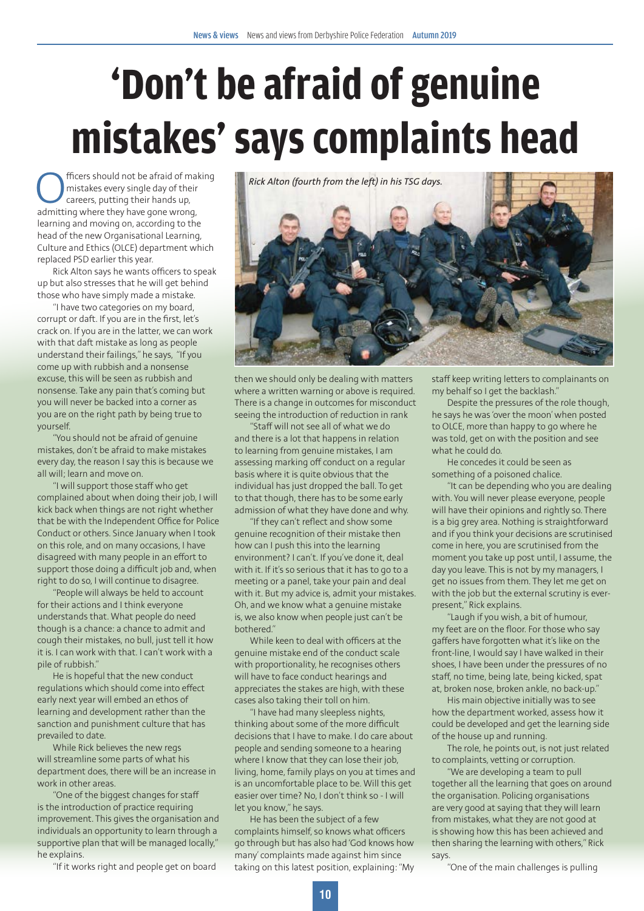# 'Don't be afraid of genuine mistakes' says complaints head

Officers should not be afraid of making mistakes every single day of their careers, putting their hands up, admitting where they have gone wrong, learning and moving on, according to the head of the new Organisational Learning, Culture and Ethics (OLCE) department which replaced PSD earlier this year.

Rick Alton says he wants officers to speak up but also stresses that he will get behind those who have simply made a mistake.

"I have two categories on my board, corrupt or daft. If you are in the first, let's crack on. If you are in the latter, we can work with that daft mistake as long as people understand their failings," he says, "If you come up with rubbish and a nonsense excuse, this will be seen as rubbish and nonsense. Take any pain that's coming but you will never be backed into a corner as you are on the right path by being true to yourself.

"You should not be afraid of genuine mistakes, don't be afraid to make mistakes every day, the reason I say this is because we all will; learn and move on.

"I will support those staff who get complained about when doing their job, I will kick back when things are not right whether that be with the Independent Office for Police Conduct or others. Since January when I took on this role, and on many occasions, I have disagreed with many people in an effort to support those doing a difficult job and, when right to do so, I will continue to disagree.

"People will always be held to account for their actions and I think everyone understands that. What people do need though is a chance: a chance to admit and cough their mistakes, no bull, just tell it how it is. I can work with that. I can't work with a pile of rubbish."

He is hopeful that the new conduct regulations which should come into effect early next year will embed an ethos of learning and development rather than the sanction and punishment culture that has prevailed to date.

While Rick believes the new regs will streamline some parts of what his department does, there will be an increase in work in other areas.

"One of the biggest changes for staff is the introduction of practice requiring improvement. This gives the organisation and individuals an opportunity to learn through a supportive plan that will be managed locally," he explains.

"If it works right and people get on board then we should only be dealing with matters where a written warning or above is required. There is a change in outcomes for misconduct seeing the introduction of reduction in rank.

"Staff will not see all of what we do and there is a lot that happens in relation to learning from genuine mistakes, I am assessing marking off conduct on a regular basis where it is quite obvious that the individual has just dropped the ball. To get to that though, there has to be some early admission of what they have done and why.

"If they can't reflect and show some genuine recognition of their mistake then how can I push this into the learning environment? I can't. If you've done it, deal with it. If it's so serious that it has to go to a meeting or a panel, take your pain and deal with it. But my advice is, admit your mistakes. Oh, and we know what a genuine mistake is, we also know when people just can't be bothered."

While keen to deal with officers at the genuine mistake end of the conduct scale with proportionality, he recognises others will have to face conduct hearings and appreciates the stakes are high, with these cases also taking their toll on him.

"I have had many sleepless nights, thinking about some of the more difficult decisions that I have to make. I do care about people and sending someone to a hearing where I know that they can lose their job, living, home, family plays on you at times and is an uncomfortable place to be. Will this get easier over time? No, I don't think so - I will let you know," he says.

He has been the subject of a few complaints himself, so knows what officers go through but has also had 'God knows how many' complaints made against him since taking on this latest position, explaining: "My staff keep writing letters to complainants on my behalf so I get the backlash."

Despite the pressures of the role though, he says he was 'over the moon' when posted to OLCE, more than happy to go where he was told, get on with the position and see what he could do.

He concedes it could be seen as something of a poisoned chalice.

"It can be depending who you are dealing with. You will never please everyone, people will have their opinions and rightly so. There is a big grey area. Nothing is straightforward and if you think your decisions are scrutinised come in here, you are scrutinised from the moment you take up post until, I assume, the day you leave. This is not by my managers, I get no issues from them. They let me get on with the job but the external scrutiny is ever-present," Rick explains.

"Laugh if you wish, a bit of humour, my feet are on the floor. For those who say gaffers have forgotten what it's like on the front-line, I would say I have walked in their shoes, I have been under the pressures of no staff, no time, being late, being kicked, spat at, broken nose, broken ankle, no back-up."

His main objective initially was to see how the department worked, assess how it could be developed and get the learning side of the house up and running.

The role, he points out, is not just related to complaints, vetting or corruption.

"We are developing a team to pull together all the learning that goes on around the organisation. Policing organisations are very good at saying that they will learn from mistakes, what they are not good at is showing how this has been achieved and then sharing the learning with others," Rick says.

"One of the main challenges is pulling

*Rick Alton (fourth from the left) in his TSG days.*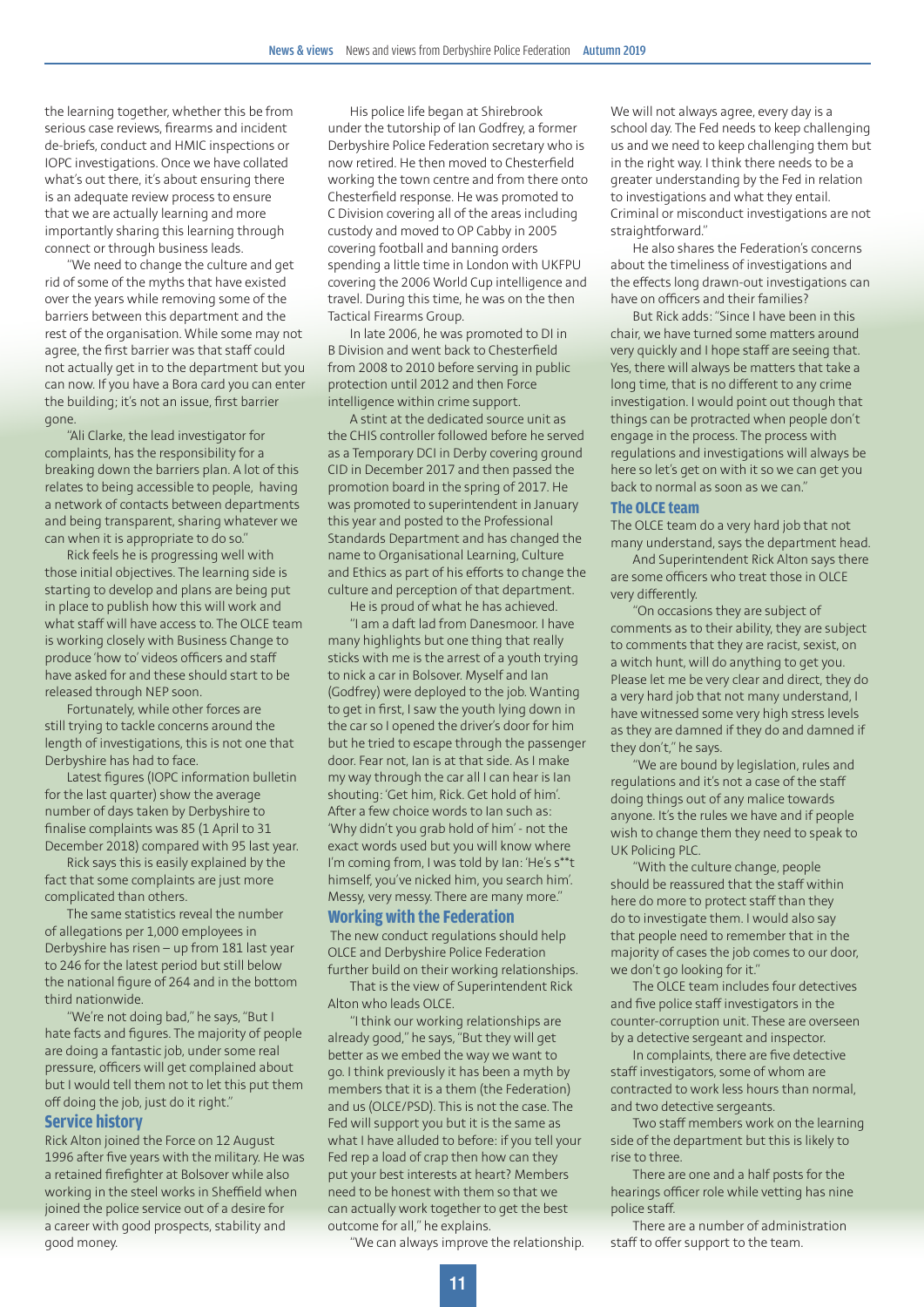the learning together, whether this be from serious case reviews, firearms and incident de-briefs, conduct and HMIC inspections or IOPC investigations. Once we have collated what's out there, it's about ensuring there is an adequate review process to ensure that we are actually learning and more importantly sharing this learning through connect or through business leads.

"We need to change the culture and get rid of some of the myths that have existed over the years while removing some of the barriers between this department and the rest of the organisation. While some may not agree, the first barrier was that staff could not actually get in to the department but you can now. If you have a Bora card you can enter the building; it's not an issue, first barrier gone.

"Ali Clarke, the lead investigator for complaints, has the responsibility for a breaking down the barriers plan. A lot of this relates to being accessible to people, having a network of contacts between departments and being transparent, sharing whatever we can when it is appropriate to do so."

Rick feels he is progressing well with those initial objectives. The learning side is starting to develop and plans are being put in place to publish how this will work and what staff will have access to. The OLCE team is working closely with Business Change to produce 'how to' videos officers and staff have asked for and these should start to be released through NEP soon.

Fortunately, while other forces are still trying to tackle concerns around the length of investigations, this is not one that Derbyshire has had to face.

Latest figures (IOPC information bulletin for the last quarter) show the average number of days taken by Derbyshire to finalise complaints was 85 (1 April to 31 December 2018) compared with 95 last year.

Rick says this is easily explained by the fact that some complaints are just more complicated than others.

The same statistics reveal the number of allegations per 1,000 employees in Derbyshire has risen – up from 181 last year to 246 for the latest period but still below the national figure of 264 and in the bottom third nationwide.

"We're not doing bad," he says, "But I hate facts and figures. The majority of people are doing a fantastic job, under some real pressure, officers will get complained about but I would tell them not to let this put them off doing the job, just do it right."

## Service history

Rick Alton joined the Force on 12 August 1996 after five years with the military. He was a retained firefighter at Bolsover while also working in the steel works in Sheffield when joined the police service out of a desire for a career with good prospects, stability and good money.

His police life began at Shirebrook under the tutorship of Ian Godfrey, a former Derbyshire Police Federation secretary who is now retired. He then moved to Chesterfield working the town centre and from there onto Chesterfield response. He was promoted to C Division covering all of the areas including custody and moved to OP Cabby in 2005 covering football and banning orders spending a little time in London with UKFPU covering the 2006 World Cup intelligence and travel. During this time, he was on the then Tactical Firearms Group.

In late 2006, he was promoted to DI in B Division and went back to Chesterfield from 2008 to 2010 before serving in public protection until 2012 and then Force intelligence within crime support.

A stint at the dedicated source unit as the CHIS controller followed before he served as a Temporary DCI in Derby covering ground CID in December 2017 and then passed the promotion board in the spring of 2017. He was promoted to superintendent in January this year and posted to the Professional Standards Department and has changed the name to Organisational Learning, Culture and Ethics as part of his efforts to change the culture and perception of that department.

He is proud of what he has achieved.

"I am a daft lad from Danesmoor. I have many highlights but one thing that really sticks with me is the arrest of a youth trying to nick a car in Bolsover. Myself and Ian (Godfrey) were deployed to the job. Wanting to get in first, I saw the youth lying down in the car so I opened the driver's door for him but he tried to escape through the passenger door. Fear not, Ian is at that side. As I make my way through the car all I can hear is Ian shouting: 'Get him, Rick. Get hold of him'. After a few choice words to Ian such as: 'Why didn't you grab hold of him' - not the exact words used but you will know where I'm coming from, I was told by Ian: 'He's s**t himself, you've nicked him, you search him'. Messy, very messy. There are many more."

## Working with the Federation

The new conduct regulations should help OLCE and Derbyshire Police Federation further build on their working relationships.

That is the view of Superintendent Rick Alton who leads OLCE.

"I think our working relationships are already good," he says, "But they will get better as we embed the way we want to go. I think previously it has been a myth by members that it is a them (the Federation) and us (OLCE/PSD). This is not the case. The Fed will support you but it is the same as what I have alluded to before: if you tell your Fed rep a load of crap then how can they put your best interests at heart? Members need to be honest with them so that we can actually work together to get the best outcome for all," he explains.

"We can always improve the relationship. We will not always agree, every day is a school day. The Fed needs to keep challenging us and we need to keep challenging them but in the right way. I think there needs to be a greater understanding by the Fed in relation to investigations and what they entail. Criminal or misconduct investigations are not straightforward."

He also shares the Federation's concerns about the timeliness of investigations and the effects long drawn-out investigations can have on officers and their families?

But Rick adds: "Since I have been in this chair, we have turned some matters around very quickly and I hope staff are seeing that. Yes, there will always be matters that take a long time, that is no different to any crime investigation. I would point out though that things can be protracted when people don't engage in the process. The process with regulations and investigations will always be here so let's get on with it so we can get you back to normal as soon as we can."

## The OLCE team

The OLCE team do a very hard job that not many understand, says the department head.

And Superintendent Rick Alton says there are some officers who treat those in OLCE very differently.

"On occasions they are subject of comments as to their ability, they are subject to comments that they are racist, sexist, on a witch hunt, will do anything to get you. Please let me be very clear and direct, they do a very hard job that not many understand, I have witnessed some very high stress levels as they are damned if they do and damned if they don't," he says.

"We are bound by legislation, rules and regulations and it's not a case of the staff doing things out of any malice towards anyone. It's the rules we have and if people wish to change them they need to speak to UK Policing PLC.

"With the culture change, people should be reassured that the staff within here do more to protect staff than they do to investigate them. I would also say that people need to remember that in the majority of cases the job comes to our door, we don't go looking for it."

The OLCE team includes four detectives and five police staff investigators in the counter-corruption unit. These are overseen by a detective sergeant and inspector.

In complaints, there are five detective staff investigators, some of whom are contracted to work less hours than normal, and two detective sergeants.

Two staff members work on the learning side of the department but this is likely to rise to three.

There are one and a half posts for the hearings officer role while vetting has nine police staff.

There are a number of administration staff to offer support to the team.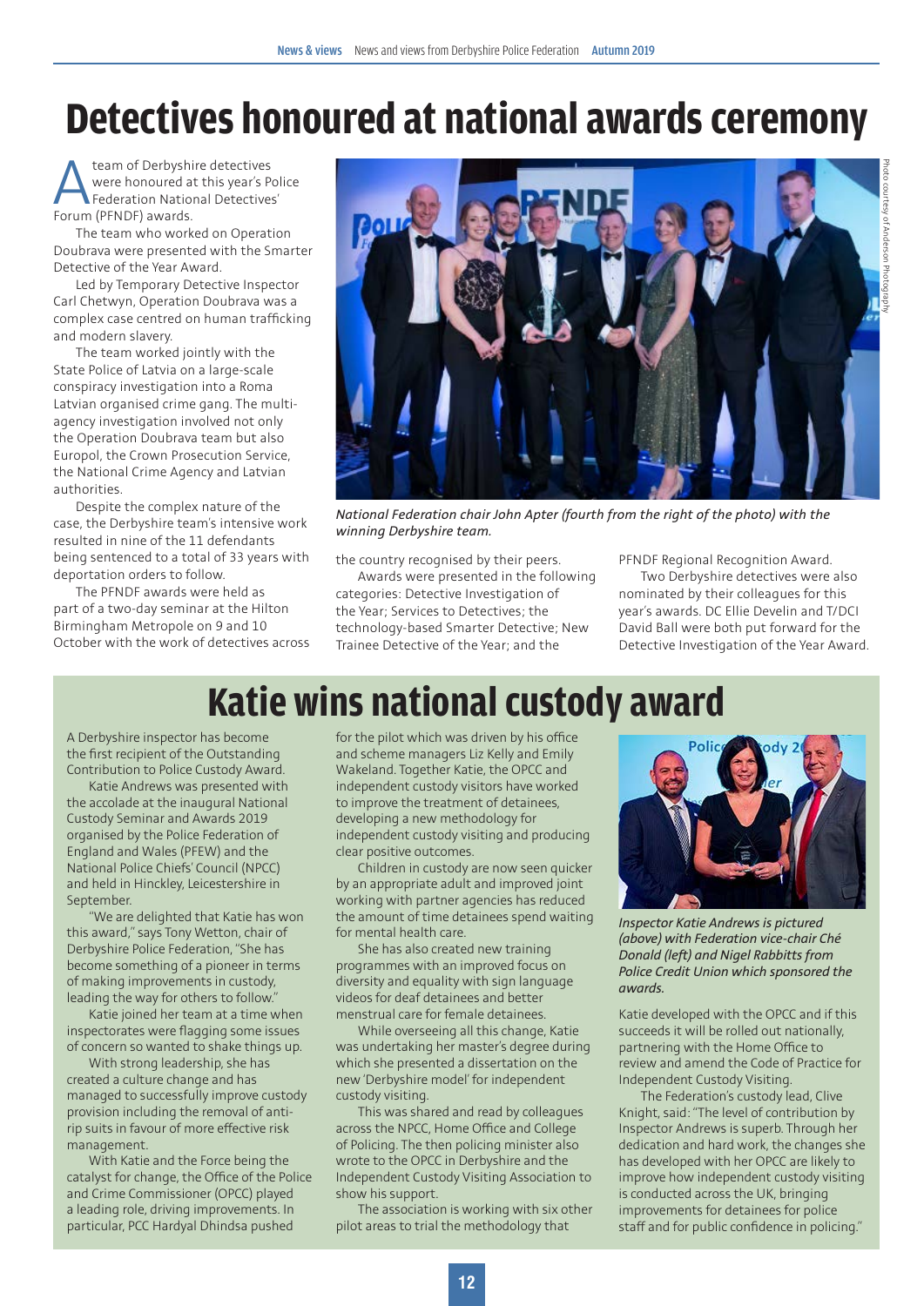# Detectives honoured at national awards ceremony

A team of Derbyshire detectives were honoured at this year's Police Federation National Detectives' Forum (PFNDF) awards.

The team who worked on Operation Doubrava were presented with the Smarter Detective of the Year Award.

Led by Temporary Detective Inspector Carl Chetwyn, Operation Doubrava was a complex case centred on human trafficking and modern slavery.

The team worked jointly with the State Police of Latvia on a large-scale conspiracy investigation into a Roma Latvian organised crime gang. The multi-agency investigation involved not only the Operation Doubrava team but also Europol, the Crown Prosecution Service, the National Crime Agency and Latvian authorities.

Despite the complex nature of the case, the Derbyshire team's intensive work resulted in nine of the 11 defendants being sentenced to a total of 33 years with deportation orders to follow.

The PFNDF awards were held as part of a two-day seminar at the Hilton Birmingham Metropole on 9 and 10 October with the work of detectives across the country recognised by their peers.

*National Federation chair John Apter (fourth from the right of the photo) with the winning Derbyshire team.*

Photo courtesy of Anderson Photography

Awards were presented in the following categories: Detective Investigation of the Year; Services to Detectives; the technology-based Smarter Detective; New Trainee Detective of the Year; and the PFNDF Regional Recognition Award.

Two Derbyshire detectives were also nominated by their colleagues for this year's awards. DC Ellie Develin and T/DCI David Ball were both put forward for the Detective Investigation of the Year Award.

# Katie wins national custody award

A Derbyshire inspector has become the first recipient of the Outstanding Contribution to Police Custody Award.

Katie Andrews was presented with the accolade at the inaugural National Custody Seminar and Awards 2019 organised by the Police Federation of England and Wales (PFEW) and the National Police Chiefs' Council (NPCC) and held in Hinckley, Leicestershire in September.

"We are delighted that Katie has won this award," says Tony Wetton, chair of Derbyshire Police Federation, "She has become something of a pioneer in terms of making improvements in custody, leading the way for others to follow."

Katie joined her team at a time when inspectorates were flagging some issues of concern so wanted to shake things up.

With strong leadership, she has created a culture change and has managed to successfully improve custody provision including the removal of anti-rip suits in favour of more effective risk management.

With Katie and the Force being the catalyst for change, the Office of the Police and Crime Commissioner (OPCC) played a leading role, driving improvements. In particular, PCC Hardyal Dhindsa pushed for the pilot which was driven by his office and scheme managers Liz Kelly and Emily Wakeland. Together Katie, the OPCC and independent custody visitors have worked to improve the treatment of detainees, developing a new methodology for independent custody visiting and producing clear positive outcomes.

Children in custody are now seen quicker by an appropriate adult and improved joint working with partner agencies has reduced the amount of time detainees spend waiting for mental health care.

She has also created new training programmes with an improved focus on diversity and equality with sign language videos for deaf detainees and better menstrual care for female detainees.

While overseeing all this change, Katie was undertaking her master's degree during which she presented a dissertation on the new 'Derbyshire model' for independent custody visiting.

This was shared and read by colleagues across the NPCC, Home Office and College of Policing. The then policing minister also wrote to the OPCC in Derbyshire and the Independent Custody Visiting Association to show his support.

The association is working with six other pilot areas to trial the methodology that Katie developed with the OPCC and if this succeeds it will be rolled out nationally, partnering with the Home Office to review and amend the Code of Practice for Independent Custody Visiting.

*Inspector Katie Andrews is pictured (above) with Federation vice-chair Ché Donald (left) and Nigel Rabbitts from Police Credit Union which sponsored the awards.*

The Federation's custody lead, Clive Knight, said: "The level of contribution by Inspector Andrews is superb. Through her dedication and hard work, the changes she has developed with her OPCC are likely to improve how independent custody visiting is conducted across the UK, bringing improvements for detainees for police staff and for public confidence in policing."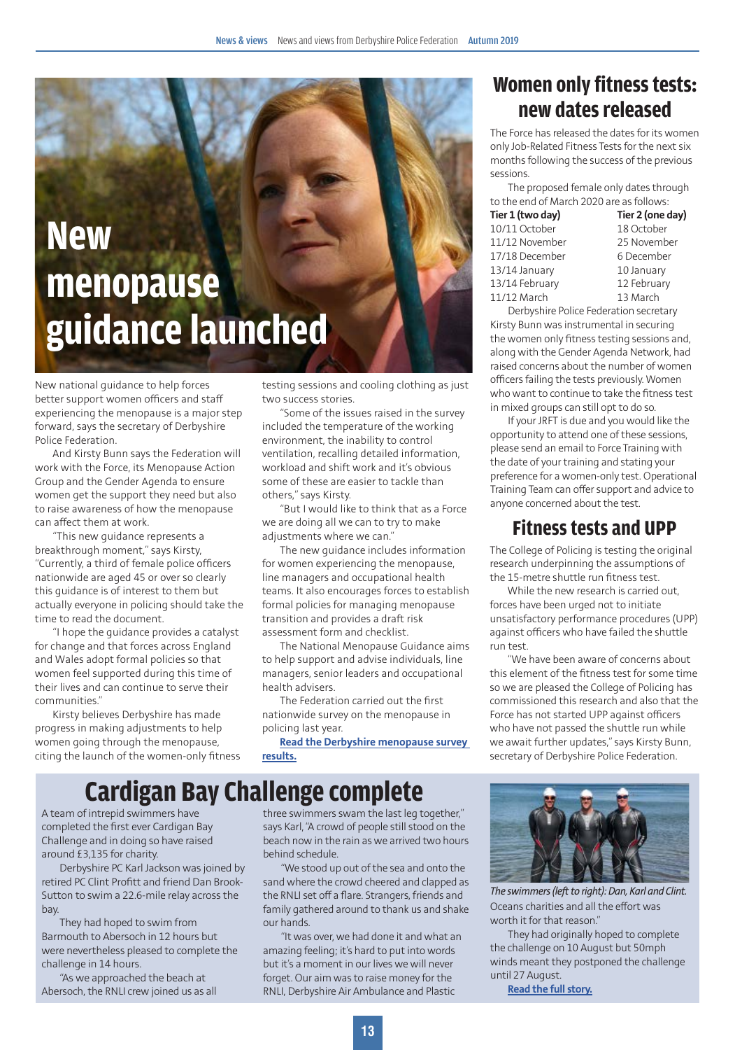# New menopause guidance launched

New national guidance to help forces better support women officers and staff experiencing the menopause is a major step forward, says the secretary of Derbyshire Police Federation.

And Kirsty Bunn says the Federation will work with the Force, its Menopause Action Group and the Gender Agenda to ensure women get the support they need but also to raise awareness of how the menopause can affect them at work.

"This new guidance represents a breakthrough moment," says Kirsty, "Currently, a third of female police officers nationwide are aged 45 or over so clearly this guidance is of interest to them but actually everyone in policing should take the time to read the document.

"I hope the guidance provides a catalyst for change and that forces across England and Wales adopt formal policies so that women feel supported during this time of their lives and can continue to serve their communities."

Kirsty believes Derbyshire has made progress in making adjustments to help women going through the menopause, citing the launch of the women-only fitness testing sessions and cooling clothing as just two success stories.

"Some of the issues raised in the survey included the temperature of the working environment, the inability to control ventilation, recalling detailed information, workload and shift work and it's obvious some of these are easier to tackle than others," says Kirsty.

"But I would like to think that as a Force we are doing all we can to try to make adjustments where we can."

The new guidance includes information for women experiencing the menopause, line managers and occupational health teams. It also encourages forces to establish formal policies for managing menopause transition and provides a draft risk assessment form and checklist.

The National Menopause Guidance aims to help support and advise individuals, line managers, senior leaders and occupational health advisers.

The Federation carried out the first nationwide survey on the menopause in policing last year.

**Read the Derbyshire menopause survey results.**

## Women only fitness tests: new dates released

The Force has released the dates for its women only Job-Related Fitness Tests for the next six months following the success of the previous sessions.

The proposed female only dates through to the end of March 2020 are as follows:

| Tier 1 (two day) | Tier 2 (one day) |
|---|---|
| 10/11 October | 18 October |
| 11/12 November | 25 November |
| 17/18 December | 6 December |
| 13/14 January | 10 January |
| 13/14 February | 12 February |
| 11/12 March | 13 March |

Derbyshire Police Federation secretary Kirsty Bunn was instrumental in securing the women only fitness testing sessions and, along with the Gender Agenda Network, had raised concerns about the number of women officers failing the tests previously. Women who want to continue to take the fitness test in mixed groups can still opt to do so.

If your JRFT is due and you would like the opportunity to attend one of these sessions, please send an email to Force Training with the date of your training and stating your preference for a women-only test. Operational Training Team can offer support and advice to anyone concerned about the test.

## Fitness tests and UPP

The College of Policing is testing the original research underpinning the assumptions of the 15-metre shuttle run fitness test.

While the new research is carried out, forces have been urged not to initiate unsatisfactory performance procedures (UPP) against officers who have failed the shuttle run test.

"We have been aware of concerns about this element of the fitness test for some time so we are pleased the College of Policing has commissioned this research and also that the Force has not started UPP against officers who have not passed the shuttle run while we await further updates," says Kirsty Bunn, secretary of Derbyshire Police Federation.

# Cardigan Bay Challenge complete

A team of intrepid swimmers have completed the first ever Cardigan Bay Challenge and in doing so have raised around £3,135 for charity.

Derbyshire PC Karl Jackson was joined by retired PC Clint Profitt and friend Dan Brook-Sutton to swim a 22.6-mile relay across the bay.

They had hoped to swim from Barmouth to Abersoch in 12 hours but were nevertheless pleased to complete the challenge in 14 hours.

"As we approached the beach at Abersoch, the RNLI crew joined us as all three swimmers swam the last leg together," says Karl, "A crowd of people still stood on the beach now in the rain as we arrived two hours behind schedule.

"We stood up out of the sea and onto the sand where the crowd cheered and clapped as the RNLI set off a flare. Strangers, friends and family gathered around to thank us and shake our hands.

"It was over, we had done it and what an amazing feeling; it's hard to put into words but it's a moment in our lives we will never forget. Our aim was to raise money for the RNLI, Derbyshire Air Ambulance and Plastic Oceans charities and all the effort was worth it for that reason."

*The swimmers (left to right): Dan, Karl and Clint.*

They had originally hoped to complete the challenge on 10 August but 50mph winds meant they postponed the challenge until 27 August.

**Read the full story.**